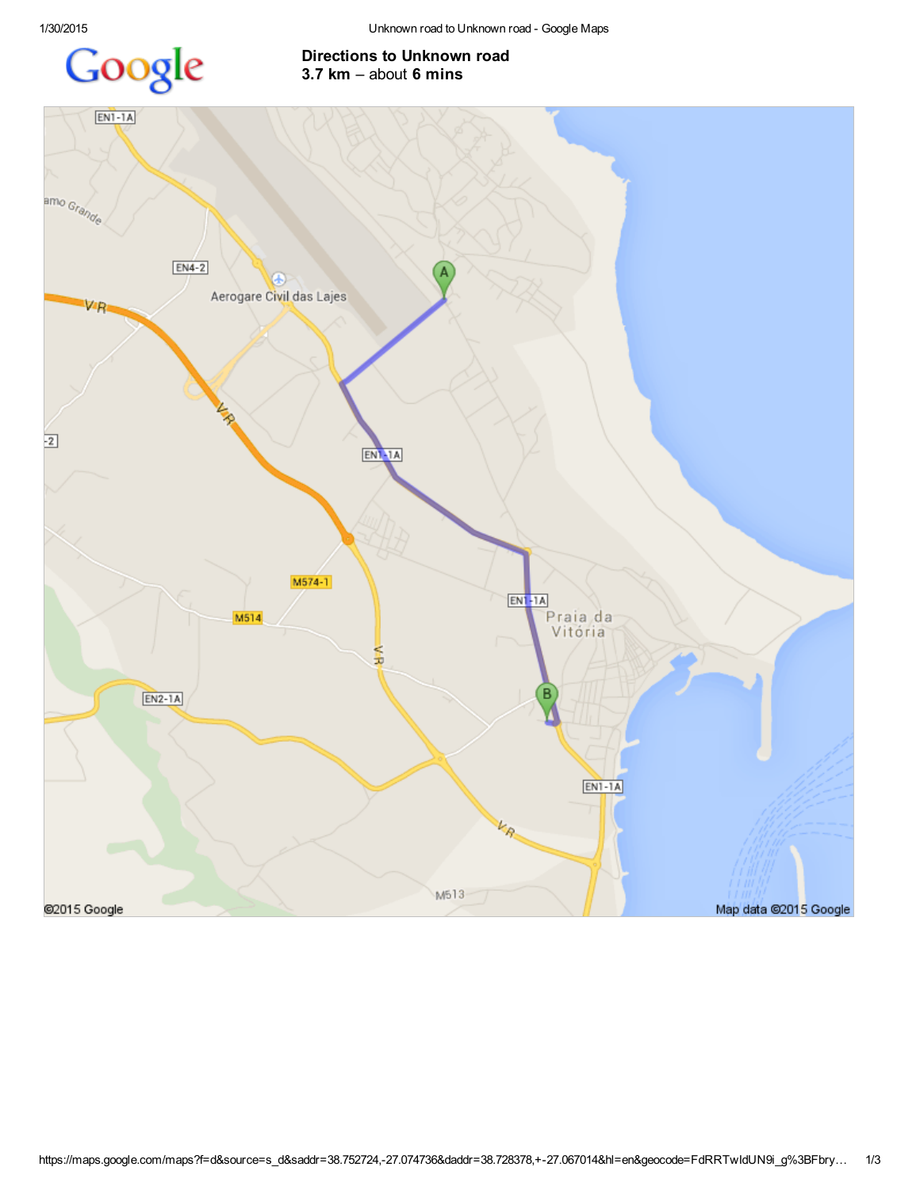## Directions to Unknown road

**3.7 km** – about **6 mins**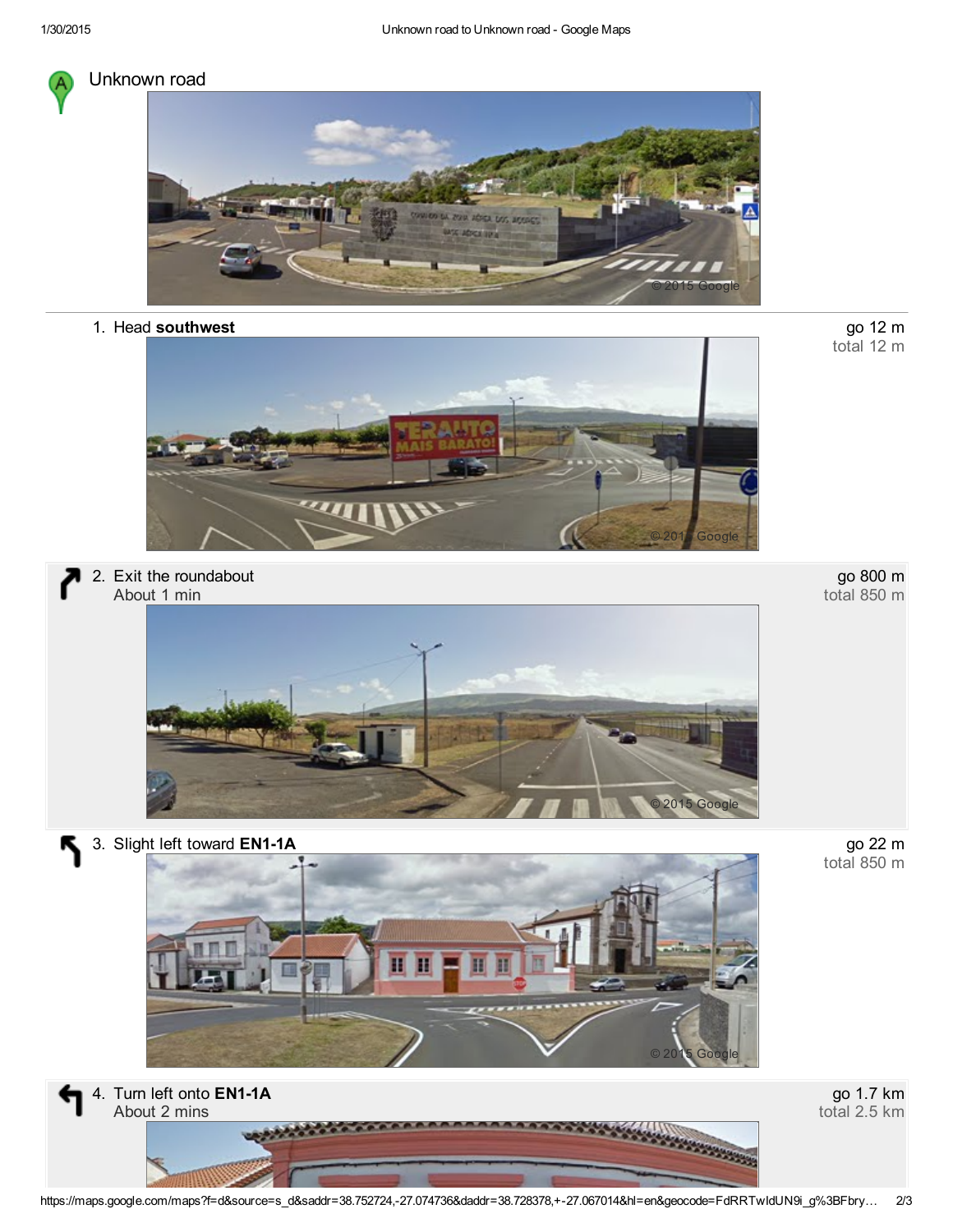Unknown road

1. Head **southwest**

go 12 m
total 12 m

2. Exit the roundabout
About 1 min

go 800 m
total 850 m

3. Slight left toward **EN1-1A**

go 22 m
total 850 m

4. Turn left onto **EN1-1A**
About 2 mins

go 1.7 km
total 2.5 km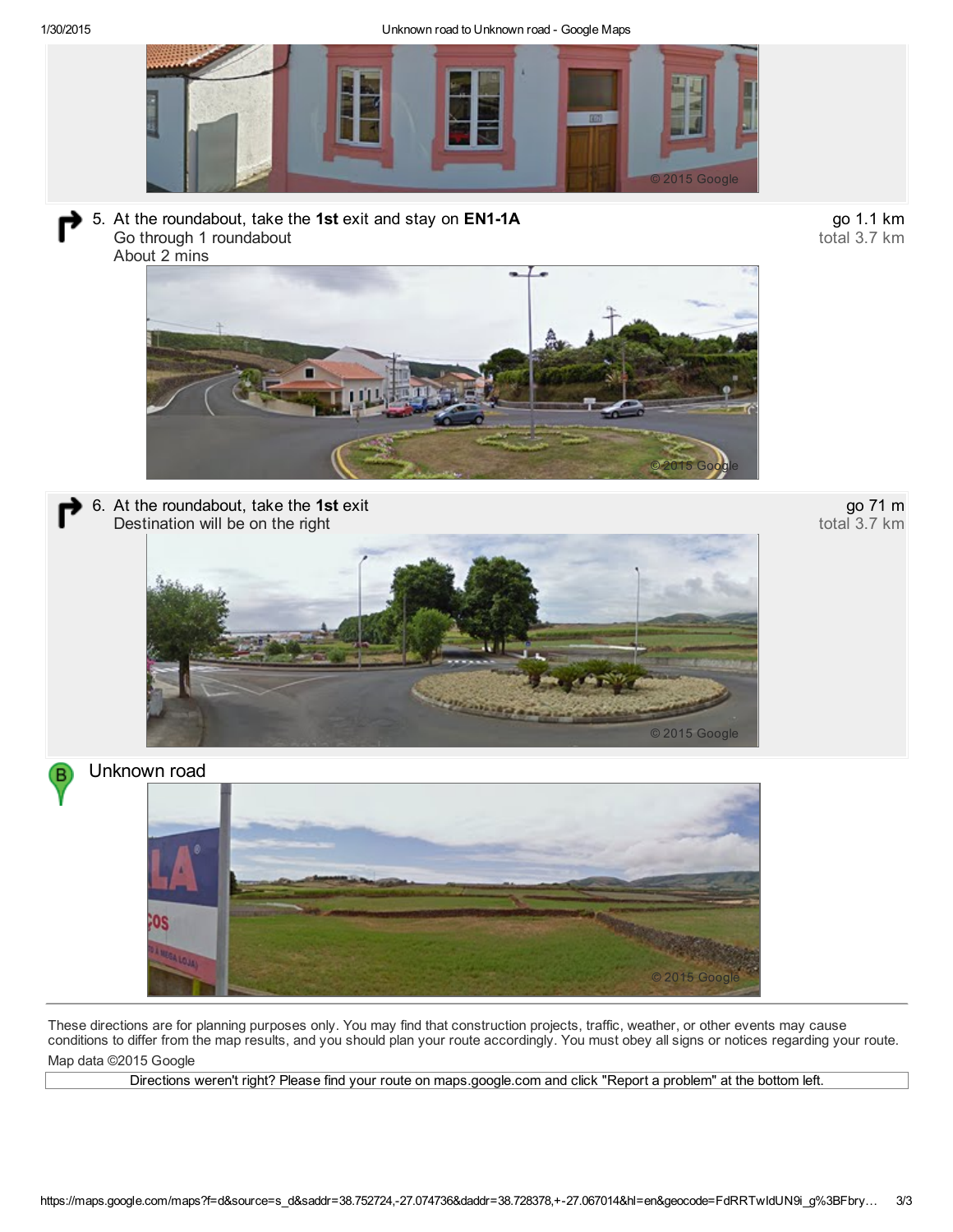5. At the roundabout, take the **1st** exit and stay on **EN1-1A**
   Go through 1 roundabout
   About 2 mins

   go 1.1 km
   total 3.7 km

6. At the roundabout, take the **1st** exit
   Destination will be on the right

   go 71 m
   total 3.7 km

## Unknown road

These directions are for planning purposes only. You may find that construction projects, traffic, weather, or other events may cause conditions to differ from the map results, and you should plan your route accordingly. You must obey all signs or notices regarding your route.

Map data ©2015 Google

Directions weren't right? Please find your route on maps.google.com and click "Report a problem" at the bottom left.